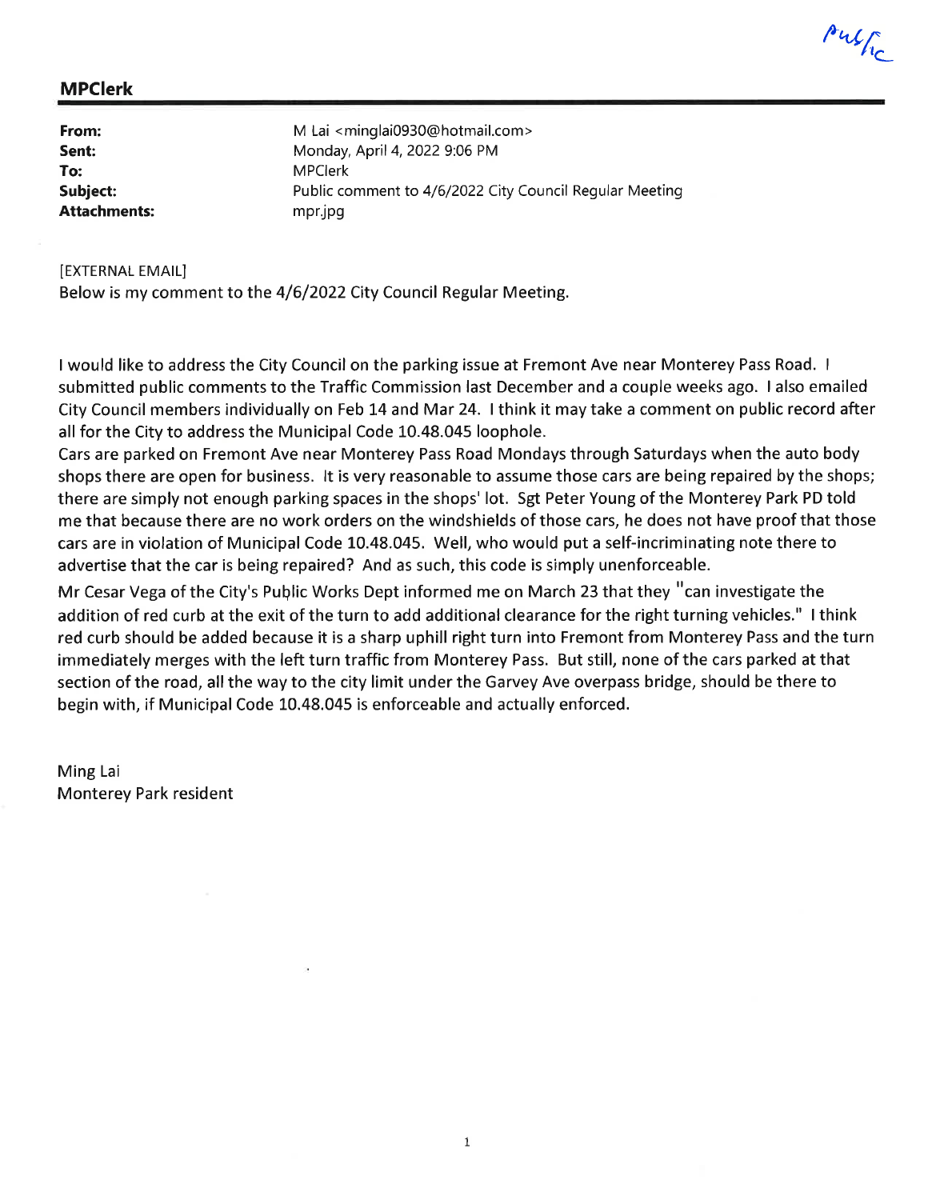Public

**MPClerk**

| | |
|---|---|
| **From:** | M Lai <minglai0930@hotmail.com> |
| **Sent:** | Monday, April 4, 2022 9:06 PM |
| **To:** | MPClerk |
| **Subject:** | Public comment to 4/6/2022 City Council Regular Meeting |
| **Attachments:** | mpr.jpg |

[EXTERNAL EMAIL]
Below is my comment to the 4/6/2022 City Council Regular Meeting.

I would like to address the City Council on the parking issue at Fremont Ave near Monterey Pass Road. I submitted public comments to the Traffic Commission last December and a couple weeks ago. I also emailed City Council members individually on Feb 14 and Mar 24. I think it may take a comment on public record after all for the City to address the Municipal Code 10.48.045 loophole.
Cars are parked on Fremont Ave near Monterey Pass Road Mondays through Saturdays when the auto body shops there are open for business. It is very reasonable to assume those cars are being repaired by the shops; there are simply not enough parking spaces in the shops' lot. Sgt Peter Young of the Monterey Park PD told me that because there are no work orders on the windshields of those cars, he does not have proof that those cars are in violation of Municipal Code 10.48.045. Well, who would put a self-incriminating note there to advertise that the car is being repaired? And as such, this code is simply unenforceable.
Mr Cesar Vega of the City's Public Works Dept informed me on March 23 that they "can investigate the addition of red curb at the exit of the turn to add additional clearance for the right turning vehicles." I think red curb should be added because it is a sharp uphill right turn into Fremont from Monterey Pass and the turn immediately merges with the left turn traffic from Monterey Pass. But still, none of the cars parked at that section of the road, all the way to the city limit under the Garvey Ave overpass bridge, should be there to begin with, if Municipal Code 10.48.045 is enforceable and actually enforced.

Ming Lai
Monterey Park resident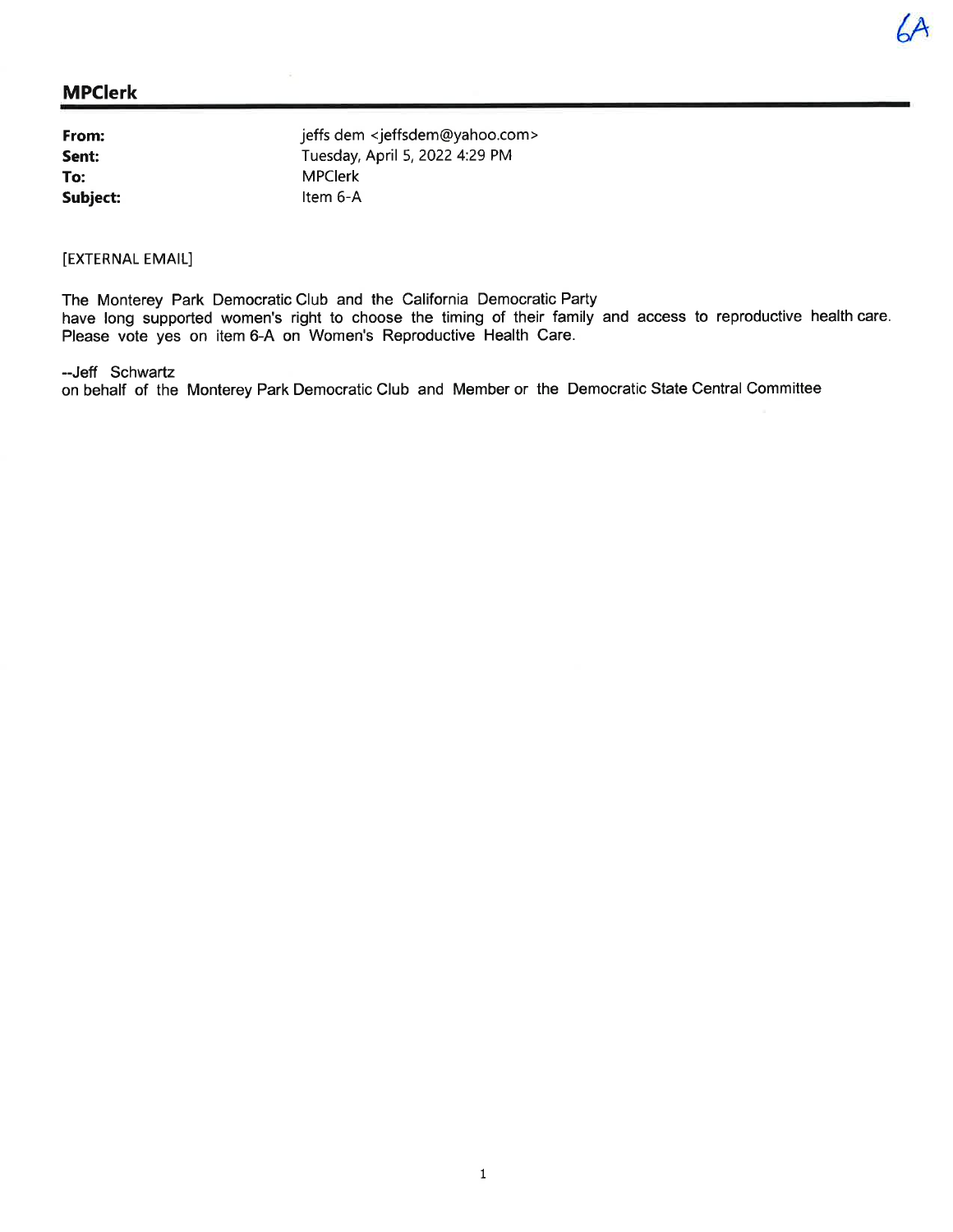6A

## MPClerk

| | |
|---|---|
| **From:** | jeffs dem <jeffsdem@yahoo.com> |
| **Sent:** | Tuesday, April 5, 2022 4:29 PM |
| **To:** | MPClerk |
| **Subject:** | Item 6-A |

[EXTERNAL EMAIL]

The Monterey Park Democratic Club and the California Democratic Party have long supported women's right to choose the timing of their family and access to reproductive health care. Please vote yes on item 6-A on Women's Reproductive Health Care.

--Jeff Schwartz
on behalf of the Monterey Park Democratic Club and Member or the Democratic State Central Committee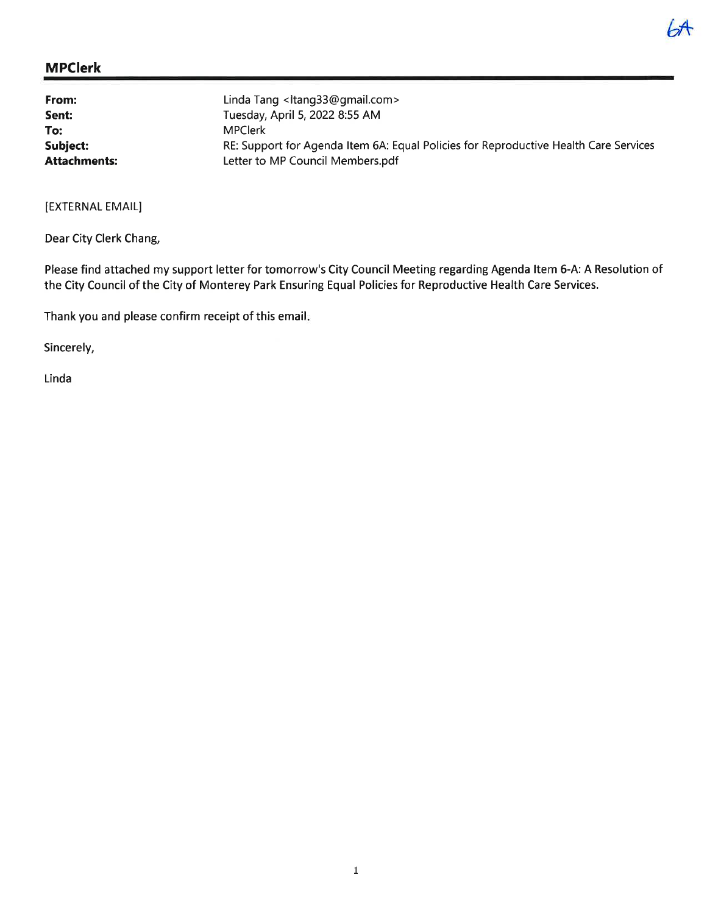6A

## MPClerk

| | |
|---|---|
| **From:** | Linda Tang <ltang33@gmail.com> |
| **Sent:** | Tuesday, April 5, 2022 8:55 AM |
| **To:** | MPClerk |
| **Subject:** | RE: Support for Agenda Item 6A: Equal Policies for Reproductive Health Care Services |
| **Attachments:** | Letter to MP Council Members.pdf |

[EXTERNAL EMAIL]

Dear City Clerk Chang,

Please find attached my support letter for tomorrow's City Council Meeting regarding Agenda Item 6-A: A Resolution of the City Council of the City of Monterey Park Ensuring Equal Policies for Reproductive Health Care Services.

Thank you and please confirm receipt of this email.

Sincerely,

Linda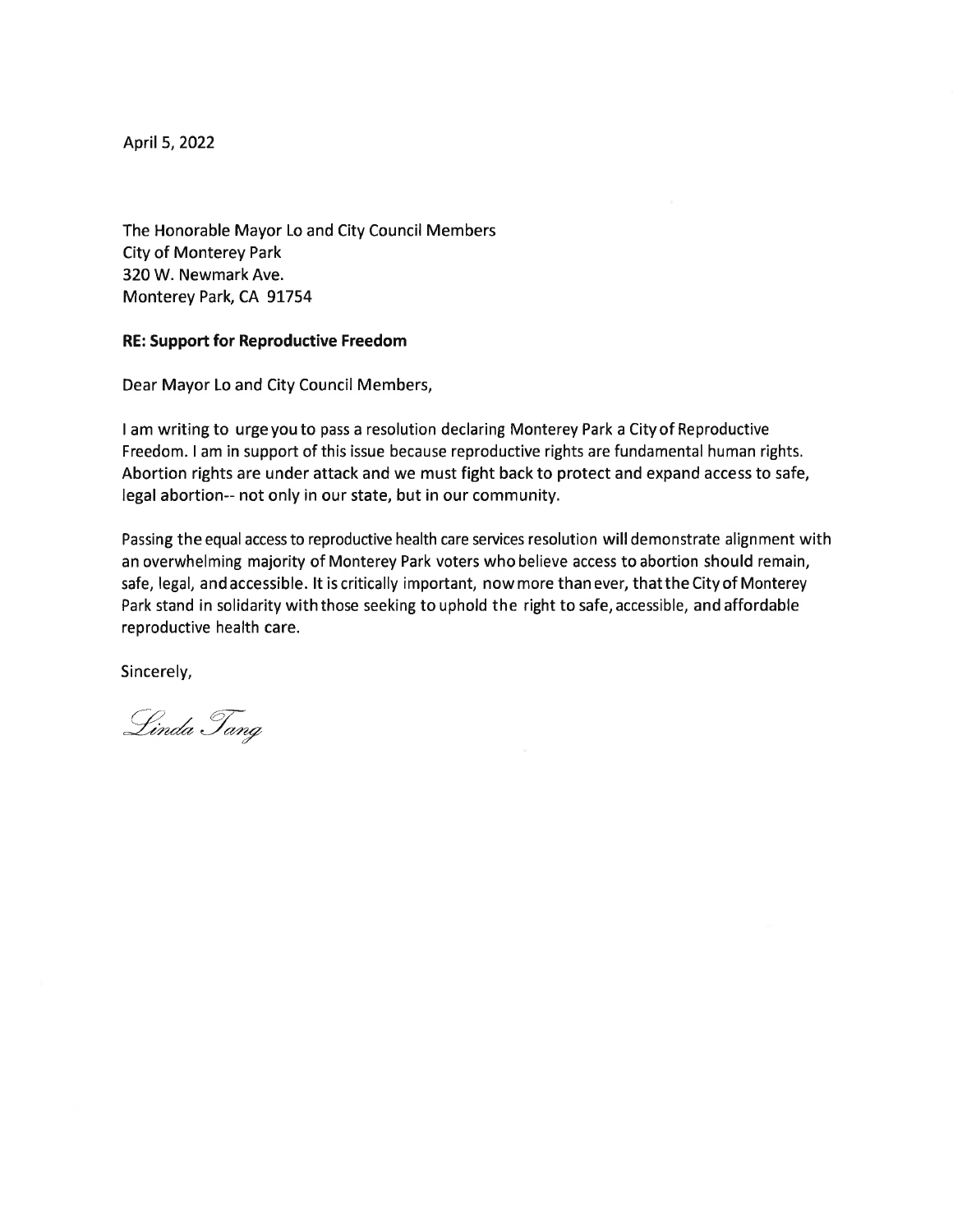April 5, 2022

The Honorable Mayor Lo and City Council Members
City of Monterey Park
320 W. Newmark Ave.
Monterey Park, CA 91754

**RE: Support for Reproductive Freedom**

Dear Mayor Lo and City Council Members,

I am writing to urge you to pass a resolution declaring Monterey Park a City of Reproductive Freedom. I am in support of this issue because reproductive rights are fundamental human rights. Abortion rights are under attack and we must fight back to protect and expand access to safe, legal abortion-- not only in our state, but in our community.

Passing the equal access to reproductive health care services resolution will demonstrate alignment with an overwhelming majority of Monterey Park voters who believe access to abortion should remain, safe, legal, and accessible. It is critically important, now more than ever, that the City of Monterey Park stand in solidarity with those seeking to uphold the right to safe, accessible, and affordable reproductive health care.

Sincerely,

*Linda Tang*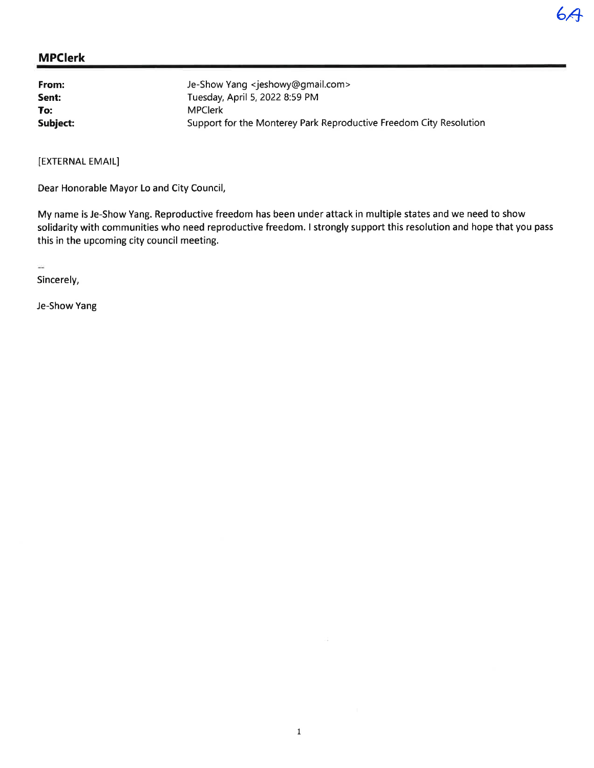6A

## MPClerk

| | |
|---|---|
| **From:** | Je-Show Yang <jeshowy@gmail.com> |
| **Sent:** | Tuesday, April 5, 2022 8:59 PM |
| **To:** | MPClerk |
| **Subject:** | Support for the Monterey Park Reproductive Freedom City Resolution |

[EXTERNAL EMAIL]

Dear Honorable Mayor Lo and City Council,

My name is Je-Show Yang. Reproductive freedom has been under attack in multiple states and we need to show solidarity with communities who need reproductive freedom. I strongly support this resolution and hope that you pass this in the upcoming city council meeting.

--
Sincerely,

Je-Show Yang